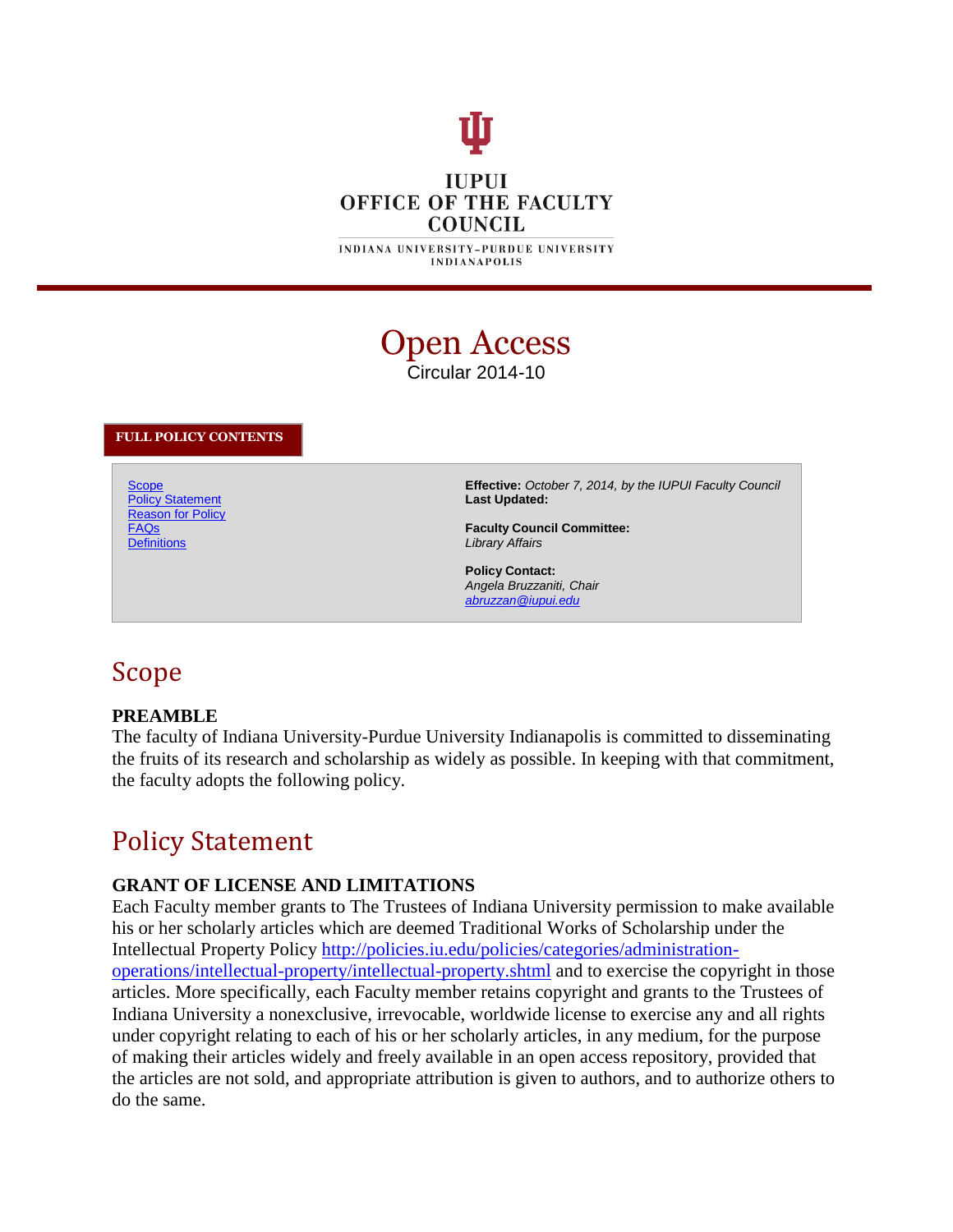IUPUI
OFFICE OF THE FACULTY COUNCIL

INDIANA UNIVERSITY–PURDUE UNIVERSITY INDIANAPOLIS

# Open Access

Circular 2014-10

**FULL POLICY CONTENTS**

- [Scope](#scope)
- [Policy Statement](#policy-statement)
- [Reason for Policy](#reason-for-policy)
- [FAQs](#faqs)
- [Definitions](#definitions)

**Effective:** *October 7, 2014, by the IUPUI Faculty Council*
**Last Updated:**

**Faculty Council Committee:**
*Library Affairs*

**Policy Contact:**
*Angela Bruzzaniti, Chair*
*abruzzan@iupui.edu*

## Scope

**PREAMBLE**

The faculty of Indiana University-Purdue University Indianapolis is committed to disseminating the fruits of its research and scholarship as widely as possible. In keeping with that commitment, the faculty adopts the following policy.

## Policy Statement

**GRANT OF LICENSE AND LIMITATIONS**

Each Faculty member grants to The Trustees of Indiana University permission to make available his or her scholarly articles which are deemed Traditional Works of Scholarship under the Intellectual Property Policy http://policies.iu.edu/policies/categories/administration-operations/intellectual-property/intellectual-property.shtml and to exercise the copyright in those articles. More specifically, each Faculty member retains copyright and grants to the Trustees of Indiana University a nonexclusive, irrevocable, worldwide license to exercise any and all rights under copyright relating to each of his or her scholarly articles, in any medium, for the purpose of making their articles widely and freely available in an open access repository, provided that the articles are not sold, and appropriate attribution is given to authors, and to authorize others to do the same.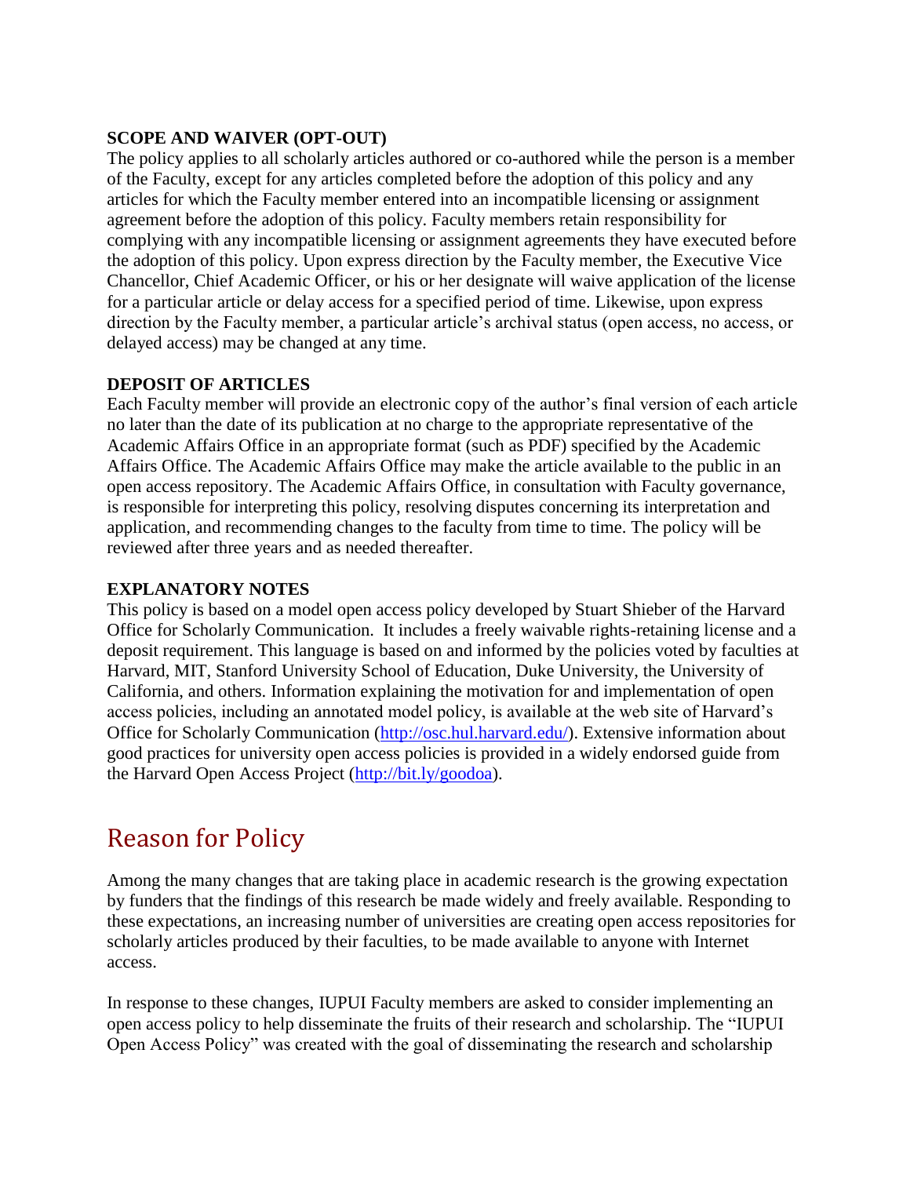**SCOPE AND WAIVER (OPT-OUT)**

The policy applies to all scholarly articles authored or co-authored while the person is a member of the Faculty, except for any articles completed before the adoption of this policy and any articles for which the Faculty member entered into an incompatible licensing or assignment agreement before the adoption of this policy. Faculty members retain responsibility for complying with any incompatible licensing or assignment agreements they have executed before the adoption of this policy. Upon express direction by the Faculty member, the Executive Vice Chancellor, Chief Academic Officer, or his or her designate will waive application of the license for a particular article or delay access for a specified period of time. Likewise, upon express direction by the Faculty member, a particular article's archival status (open access, no access, or delayed access) may be changed at any time.

**DEPOSIT OF ARTICLES**

Each Faculty member will provide an electronic copy of the author's final version of each article no later than the date of its publication at no charge to the appropriate representative of the Academic Affairs Office in an appropriate format (such as PDF) specified by the Academic Affairs Office. The Academic Affairs Office may make the article available to the public in an open access repository. The Academic Affairs Office, in consultation with Faculty governance, is responsible for interpreting this policy, resolving disputes concerning its interpretation and application, and recommending changes to the faculty from time to time. The policy will be reviewed after three years and as needed thereafter.

**EXPLANATORY NOTES**

This policy is based on a model open access policy developed by Stuart Shieber of the Harvard Office for Scholarly Communication. It includes a freely waivable rights-retaining license and a deposit requirement. This language is based on and informed by the policies voted by faculties at Harvard, MIT, Stanford University School of Education, Duke University, the University of California, and others. Information explaining the motivation for and implementation of open access policies, including an annotated model policy, is available at the web site of Harvard's Office for Scholarly Communication (http://osc.hul.harvard.edu/). Extensive information about good practices for university open access policies is provided in a widely endorsed guide from the Harvard Open Access Project (http://bit.ly/goodoa).

## Reason for Policy

Among the many changes that are taking place in academic research is the growing expectation by funders that the findings of this research be made widely and freely available. Responding to these expectations, an increasing number of universities are creating open access repositories for scholarly articles produced by their faculties, to be made available to anyone with Internet access.

In response to these changes, IUPUI Faculty members are asked to consider implementing an open access policy to help disseminate the fruits of their research and scholarship. The "IUPUI Open Access Policy" was created with the goal of disseminating the research and scholarship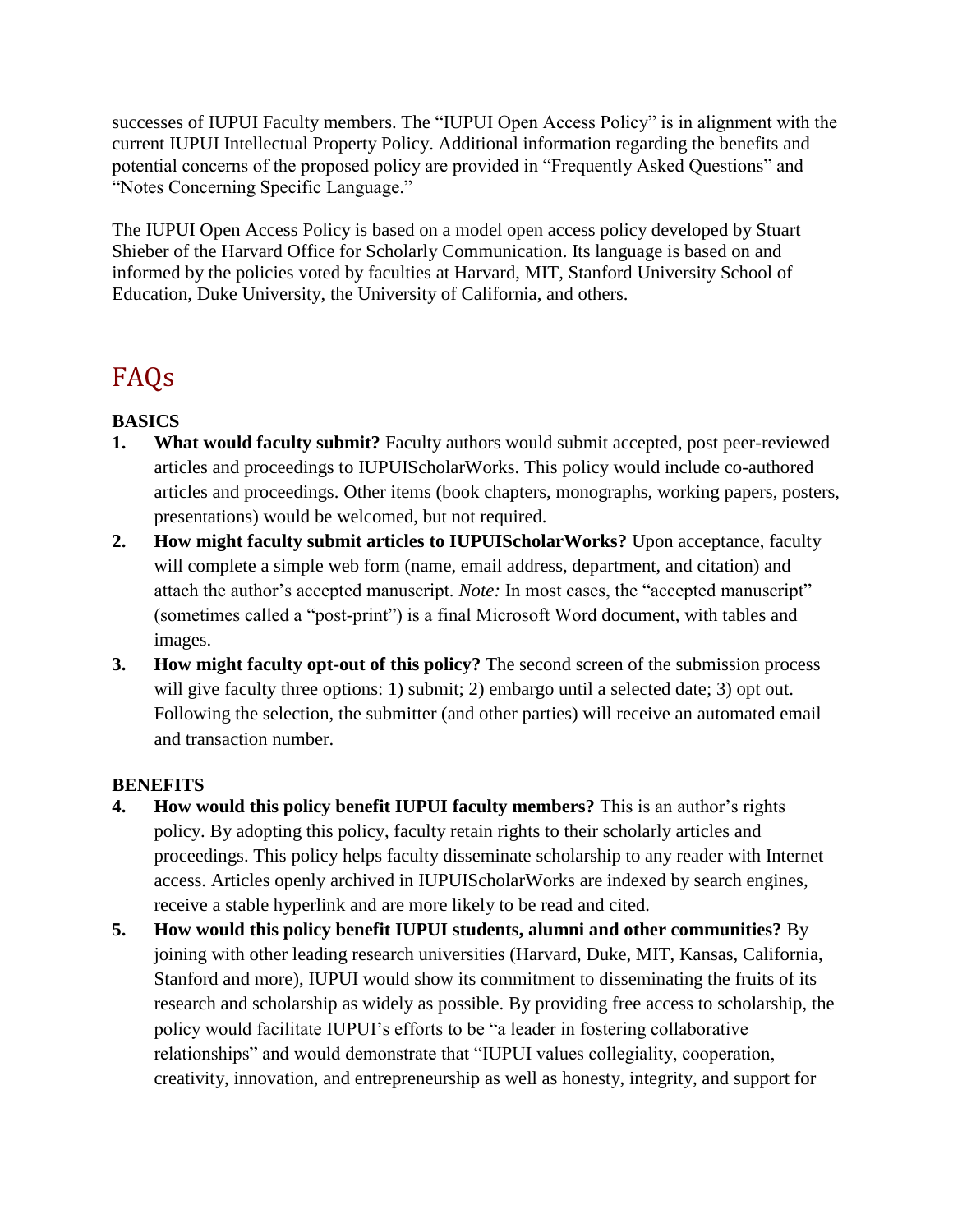successes of IUPUI Faculty members. The "IUPUI Open Access Policy" is in alignment with the current IUPUI Intellectual Property Policy. Additional information regarding the benefits and potential concerns of the proposed policy are provided in "Frequently Asked Questions" and "Notes Concerning Specific Language."

The IUPUI Open Access Policy is based on a model open access policy developed by Stuart Shieber of the Harvard Office for Scholarly Communication. Its language is based on and informed by the policies voted by faculties at Harvard, MIT, Stanford University School of Education, Duke University, the University of California, and others.

# FAQs

**BASICS**

1. **What would faculty submit?** Faculty authors would submit accepted, post peer-reviewed articles and proceedings to IUPUIScholarWorks. This policy would include co-authored articles and proceedings. Other items (book chapters, monographs, working papers, posters, presentations) would be welcomed, but not required.
2. **How might faculty submit articles to IUPUIScholarWorks?** Upon acceptance, faculty will complete a simple web form (name, email address, department, and citation) and attach the author's accepted manuscript. *Note:* In most cases, the "accepted manuscript" (sometimes called a "post-print") is a final Microsoft Word document, with tables and images.
3. **How might faculty opt-out of this policy?** The second screen of the submission process will give faculty three options: 1) submit; 2) embargo until a selected date; 3) opt out. Following the selection, the submitter (and other parties) will receive an automated email and transaction number.

**BENEFITS**

4. **How would this policy benefit IUPUI faculty members?** This is an author's rights policy. By adopting this policy, faculty retain rights to their scholarly articles and proceedings. This policy helps faculty disseminate scholarship to any reader with Internet access. Articles openly archived in IUPUIScholarWorks are indexed by search engines, receive a stable hyperlink and are more likely to be read and cited.
5. **How would this policy benefit IUPUI students, alumni and other communities?** By joining with other leading research universities (Harvard, Duke, MIT, Kansas, California, Stanford and more), IUPUI would show its commitment to disseminating the fruits of its research and scholarship as widely as possible. By providing free access to scholarship, the policy would facilitate IUPUI's efforts to be "a leader in fostering collaborative relationships" and would demonstrate that "IUPUI values collegiality, cooperation, creativity, innovation, and entrepreneurship as well as honesty, integrity, and support for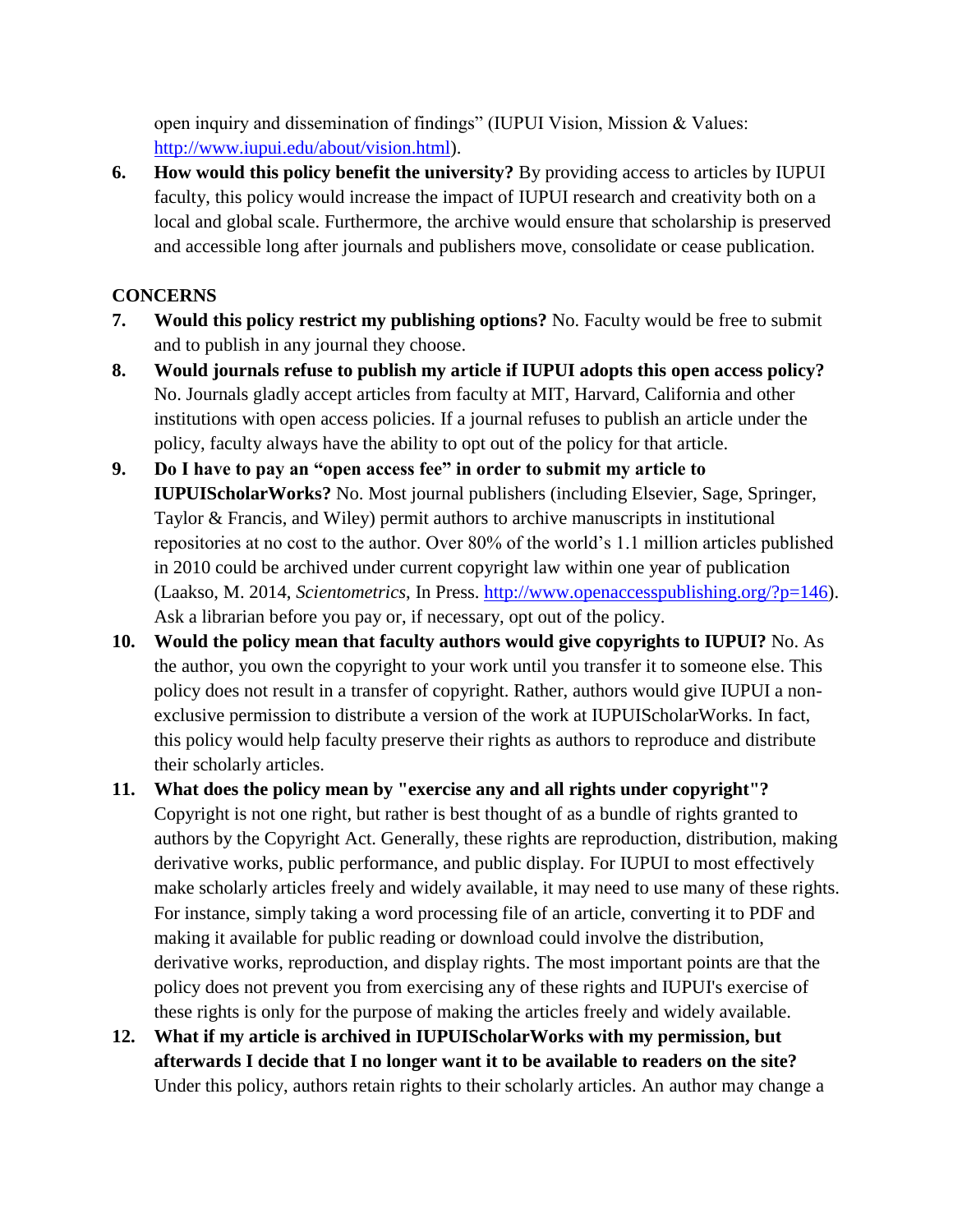open inquiry and dissemination of findings" (IUPUI Vision, Mission & Values: [http://www.iupui.edu/about/vision.html](http://www.iupui.edu/about/vision.html)).

6. **How would this policy benefit the university?** By providing access to articles by IUPUI faculty, this policy would increase the impact of IUPUI research and creativity both on a local and global scale. Furthermore, the archive would ensure that scholarship is preserved and accessible long after journals and publishers move, consolidate or cease publication.

**CONCERNS**

7. **Would this policy restrict my publishing options?** No. Faculty would be free to submit and to publish in any journal they choose.
8. **Would journals refuse to publish my article if IUPUI adopts this open access policy?** No. Journals gladly accept articles from faculty at MIT, Harvard, California and other institutions with open access policies. If a journal refuses to publish an article under the policy, faculty always have the ability to opt out of the policy for that article.
9. **Do I have to pay an "open access fee" in order to submit my article to IUPUIScholarWorks?** No. Most journal publishers (including Elsevier, Sage, Springer, Taylor & Francis, and Wiley) permit authors to archive manuscripts in institutional repositories at no cost to the author. Over 80% of the world's 1.1 million articles published in 2010 could be archived under current copyright law within one year of publication (Laakso, M. 2014, *Scientometrics*, In Press. [http://www.openaccesspublishing.org/?p=146](http://www.openaccesspublishing.org/?p=146)). Ask a librarian before you pay or, if necessary, opt out of the policy.
10. **Would the policy mean that faculty authors would give copyrights to IUPUI?** No. As the author, you own the copyright to your work until you transfer it to someone else. This policy does not result in a transfer of copyright. Rather, authors would give IUPUI a non-exclusive permission to distribute a version of the work at IUPUIScholarWorks. In fact, this policy would help faculty preserve their rights as authors to reproduce and distribute their scholarly articles.
11. **What does the policy mean by "exercise any and all rights under copyright"?** Copyright is not one right, but rather is best thought of as a bundle of rights granted to authors by the Copyright Act. Generally, these rights are reproduction, distribution, making derivative works, public performance, and public display. For IUPUI to most effectively make scholarly articles freely and widely available, it may need to use many of these rights. For instance, simply taking a word processing file of an article, converting it to PDF and making it available for public reading or download could involve the distribution, derivative works, reproduction, and display rights. The most important points are that the policy does not prevent you from exercising any of these rights and IUPUI's exercise of these rights is only for the purpose of making the articles freely and widely available.
12. **What if my article is archived in IUPUIScholarWorks with my permission, but afterwards I decide that I no longer want it to be available to readers on the site?** Under this policy, authors retain rights to their scholarly articles. An author may change a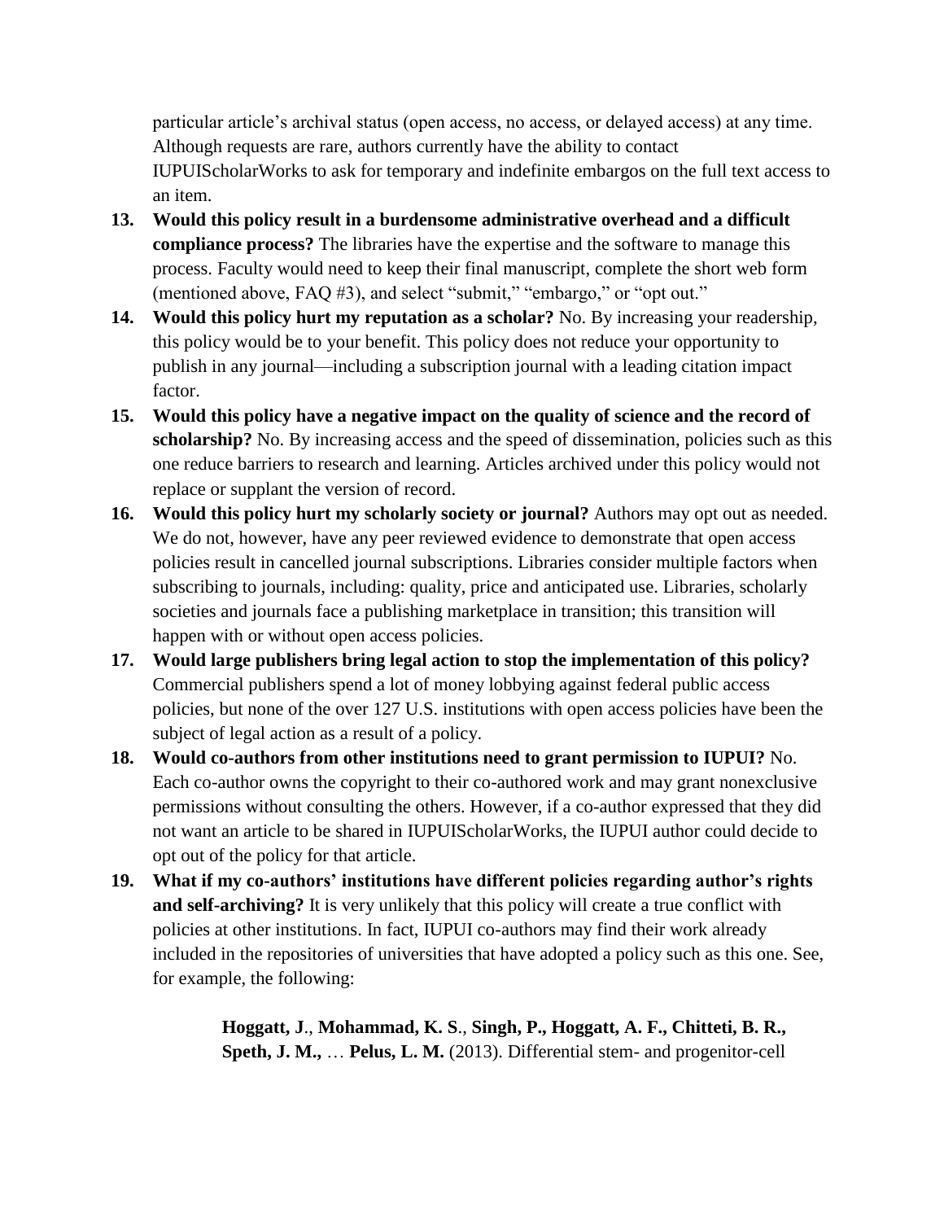particular article's archival status (open access, no access, or delayed access) at any time. Although requests are rare, authors currently have the ability to contact IUPUIScholarWorks to ask for temporary and indefinite embargos on the full text access to an item.

13. **Would this policy result in a burdensome administrative overhead and a difficult compliance process?** The libraries have the expertise and the software to manage this process. Faculty would need to keep their final manuscript, complete the short web form (mentioned above, FAQ #3), and select "submit," "embargo," or "opt out."
14. **Would this policy hurt my reputation as a scholar?** No. By increasing your readership, this policy would be to your benefit. This policy does not reduce your opportunity to publish in any journal—including a subscription journal with a leading citation impact factor.
15. **Would this policy have a negative impact on the quality of science and the record of scholarship?** No. By increasing access and the speed of dissemination, policies such as this one reduce barriers to research and learning. Articles archived under this policy would not replace or supplant the version of record.
16. **Would this policy hurt my scholarly society or journal?** Authors may opt out as needed. We do not, however, have any peer reviewed evidence to demonstrate that open access policies result in cancelled journal subscriptions. Libraries consider multiple factors when subscribing to journals, including: quality, price and anticipated use. Libraries, scholarly societies and journals face a publishing marketplace in transition; this transition will happen with or without open access policies.
17. **Would large publishers bring legal action to stop the implementation of this policy?** Commercial publishers spend a lot of money lobbying against federal public access policies, but none of the over 127 U.S. institutions with open access policies have been the subject of legal action as a result of a policy.
18. **Would co-authors from other institutions need to grant permission to IUPUI?** No. Each co-author owns the copyright to their co-authored work and may grant nonexclusive permissions without consulting the others. However, if a co-author expressed that they did not want an article to be shared in IUPUIScholarWorks, the IUPUI author could decide to opt out of the policy for that article.
19. **What if my co-authors' institutions have different policies regarding author's rights and self-archiving?** It is very unlikely that this policy will create a true conflict with policies at other institutions. In fact, IUPUI co-authors may find their work already included in the repositories of universities that have adopted a policy such as this one. See, for example, the following:

    **Hoggatt, J**., **Mohammad, K. S**., **Singh, P., Hoggatt, A. F., Chitteti, B. R., Speth, J. M.,** … **Pelus, L. M.** (2013). Differential stem- and progenitor-cell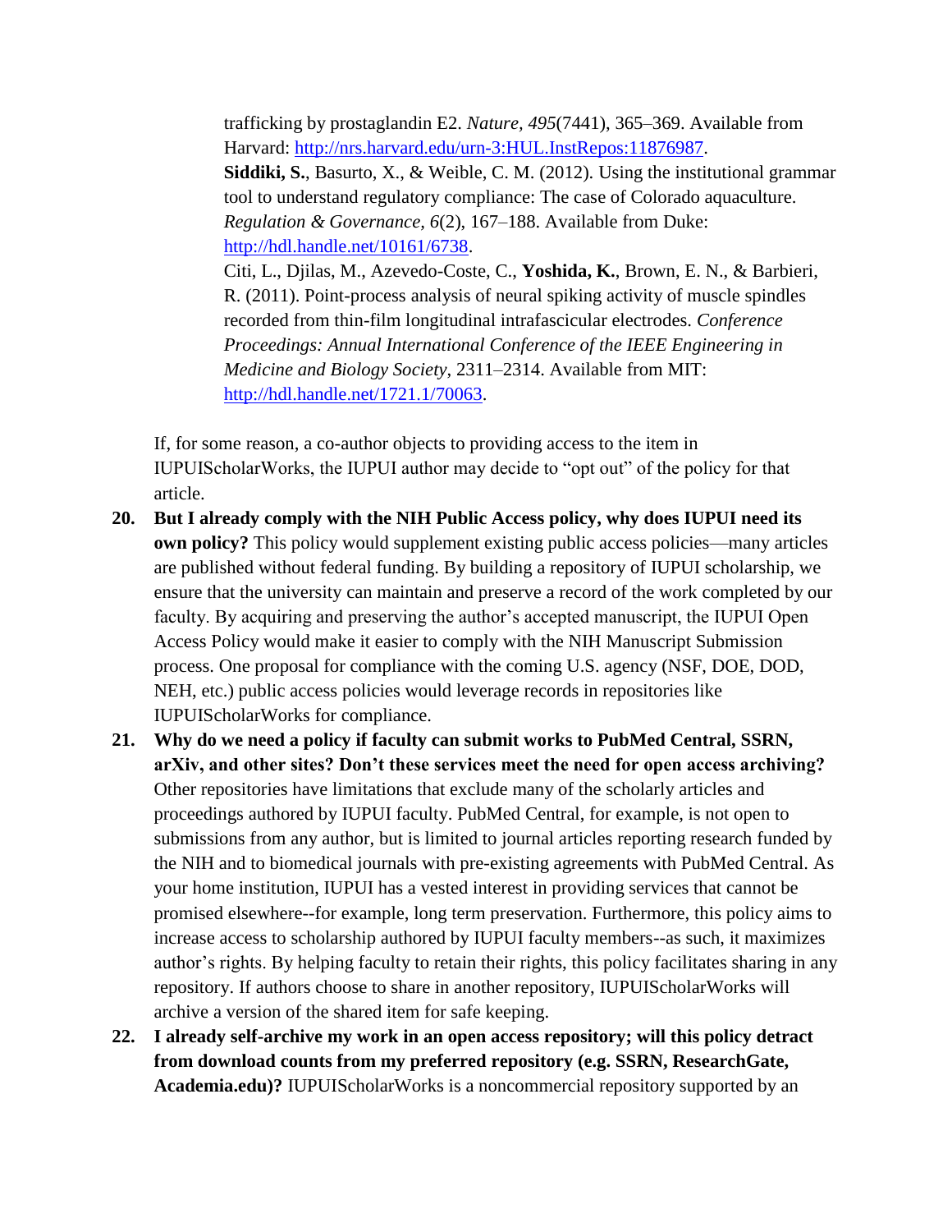trafficking by prostaglandin E2. *Nature*, *495*(7441), 365–369. Available from Harvard: http://nrs.harvard.edu/urn-3:HUL.InstRepos:11876987.

**Siddiki, S.**, Basurto, X., & Weible, C. M. (2012). Using the institutional grammar tool to understand regulatory compliance: The case of Colorado aquaculture. *Regulation & Governance*, *6*(2), 167–188. Available from Duke: http://hdl.handle.net/10161/6738.

Citi, L., Djilas, M., Azevedo-Coste, C., **Yoshida, K.**, Brown, E. N., & Barbieri, R. (2011). Point-process analysis of neural spiking activity of muscle spindles recorded from thin-film longitudinal intrafascicular electrodes. *Conference Proceedings: Annual International Conference of the IEEE Engineering in Medicine and Biology Society*, 2311–2314. Available from MIT: http://hdl.handle.net/1721.1/70063.

If, for some reason, a co-author objects to providing access to the item in IUPUIScholarWorks, the IUPUI author may decide to “opt out” of the policy for that article.

20. **But I already comply with the NIH Public Access policy, why does IUPUI need its own policy?** This policy would supplement existing public access policies—many articles are published without federal funding. By building a repository of IUPUI scholarship, we ensure that the university can maintain and preserve a record of the work completed by our faculty. By acquiring and preserving the author’s accepted manuscript, the IUPUI Open Access Policy would make it easier to comply with the NIH Manuscript Submission process. One proposal for compliance with the coming U.S. agency (NSF, DOE, DOD, NEH, etc.) public access policies would leverage records in repositories like IUPUIScholarWorks for compliance.
21. **Why do we need a policy if faculty can submit works to PubMed Central, SSRN, arXiv, and other sites? Don’t these services meet the need for open access archiving?** Other repositories have limitations that exclude many of the scholarly articles and proceedings authored by IUPUI faculty. PubMed Central, for example, is not open to submissions from any author, but is limited to journal articles reporting research funded by the NIH and to biomedical journals with pre-existing agreements with PubMed Central. As your home institution, IUPUI has a vested interest in providing services that cannot be promised elsewhere--for example, long term preservation. Furthermore, this policy aims to increase access to scholarship authored by IUPUI faculty members--as such, it maximizes author’s rights. By helping faculty to retain their rights, this policy facilitates sharing in any repository. If authors choose to share in another repository, IUPUIScholarWorks will archive a version of the shared item for safe keeping.
22. **I already self-archive my work in an open access repository; will this policy detract from download counts from my preferred repository (e.g. SSRN, ResearchGate, Academia.edu)?** IUPUIScholarWorks is a noncommercial repository supported by an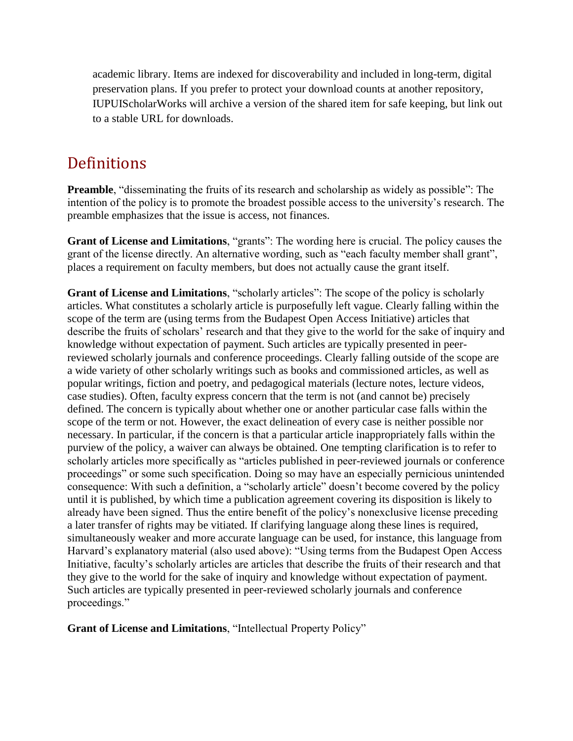academic library. Items are indexed for discoverability and included in long-term, digital preservation plans. If you prefer to protect your download counts at another repository, IUPUIScholarWorks will archive a version of the shared item for safe keeping, but link out to a stable URL for downloads.

## Definitions

**Preamble**, "disseminating the fruits of its research and scholarship as widely as possible": The intention of the policy is to promote the broadest possible access to the university's research. The preamble emphasizes that the issue is access, not finances.

**Grant of License and Limitations**, "grants": The wording here is crucial. The policy causes the grant of the license directly. An alternative wording, such as "each faculty member shall grant", places a requirement on faculty members, but does not actually cause the grant itself.

**Grant of License and Limitations**, "scholarly articles": The scope of the policy is scholarly articles. What constitutes a scholarly article is purposefully left vague. Clearly falling within the scope of the term are (using terms from the Budapest Open Access Initiative) articles that describe the fruits of scholars' research and that they give to the world for the sake of inquiry and knowledge without expectation of payment. Such articles are typically presented in peer-reviewed scholarly journals and conference proceedings. Clearly falling outside of the scope are a wide variety of other scholarly writings such as books and commissioned articles, as well as popular writings, fiction and poetry, and pedagogical materials (lecture notes, lecture videos, case studies). Often, faculty express concern that the term is not (and cannot be) precisely defined. The concern is typically about whether one or another particular case falls within the scope of the term or not. However, the exact delineation of every case is neither possible nor necessary. In particular, if the concern is that a particular article inappropriately falls within the purview of the policy, a waiver can always be obtained. One tempting clarification is to refer to scholarly articles more specifically as "articles published in peer-reviewed journals or conference proceedings" or some such specification. Doing so may have an especially pernicious unintended consequence: With such a definition, a "scholarly article" doesn't become covered by the policy until it is published, by which time a publication agreement covering its disposition is likely to already have been signed. Thus the entire benefit of the policy's nonexclusive license preceding a later transfer of rights may be vitiated. If clarifying language along these lines is required, simultaneously weaker and more accurate language can be used, for instance, this language from Harvard's explanatory material (also used above): "Using terms from the Budapest Open Access Initiative, faculty's scholarly articles are articles that describe the fruits of their research and that they give to the world for the sake of inquiry and knowledge without expectation of payment. Such articles are typically presented in peer-reviewed scholarly journals and conference proceedings."

**Grant of License and Limitations**, "Intellectual Property Policy"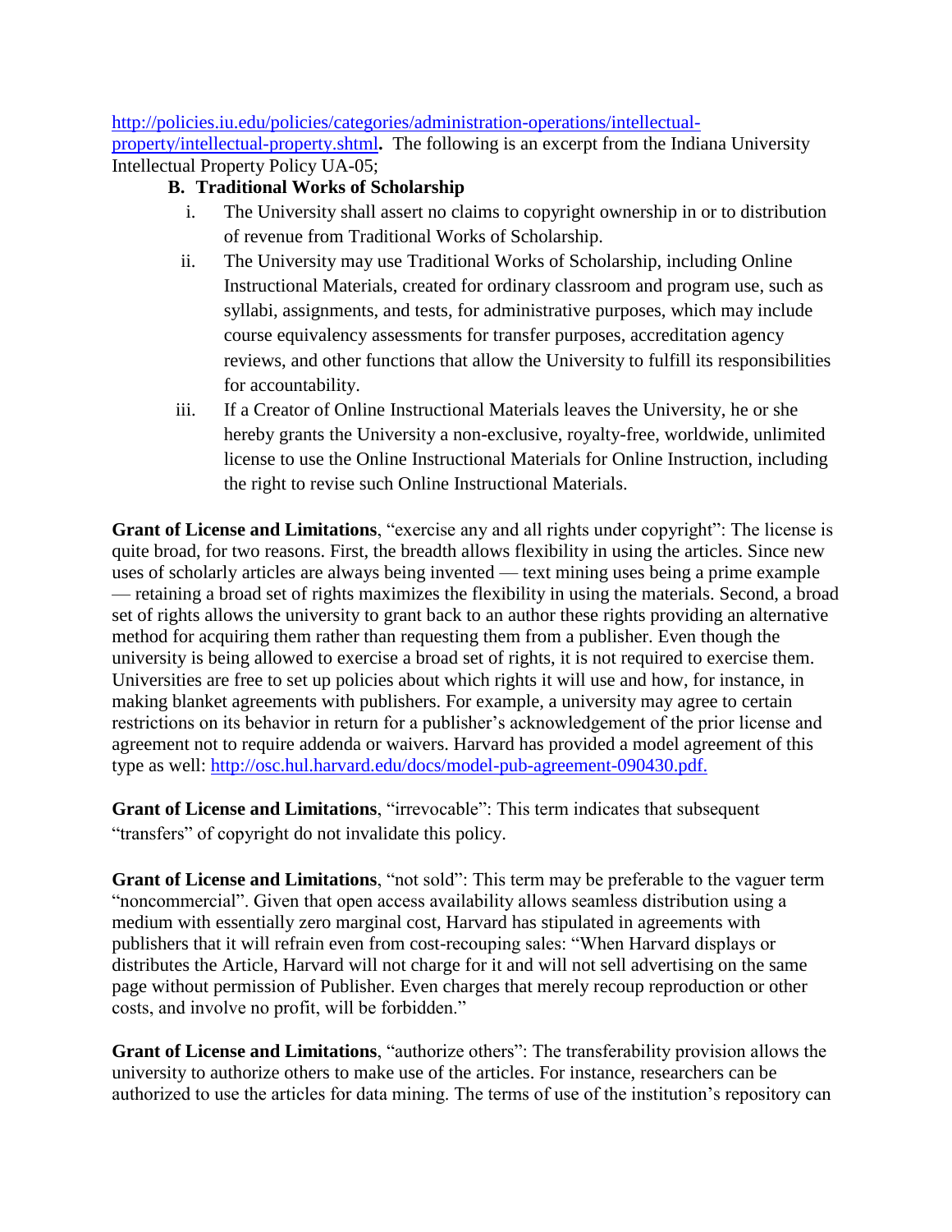[http://policies.iu.edu/policies/categories/administration-operations/intellectual-property/intellectual-property.shtml](http://policies.iu.edu/policies/categories/administration-operations/intellectual-property/intellectual-property.shtml)**.** The following is an excerpt from the Indiana University Intellectual Property Policy UA-05;

**B. Traditional Works of Scholarship**

i. The University shall assert no claims to copyright ownership in or to distribution of revenue from Traditional Works of Scholarship.

ii. The University may use Traditional Works of Scholarship, including Online Instructional Materials, created for ordinary classroom and program use, such as syllabi, assignments, and tests, for administrative purposes, which may include course equivalency assessments for transfer purposes, accreditation agency reviews, and other functions that allow the University to fulfill its responsibilities for accountability.

iii. If a Creator of Online Instructional Materials leaves the University, he or she hereby grants the University a non-exclusive, royalty-free, worldwide, unlimited license to use the Online Instructional Materials for Online Instruction, including the right to revise such Online Instructional Materials.

**Grant of License and Limitations**, "exercise any and all rights under copyright": The license is quite broad, for two reasons. First, the breadth allows flexibility in using the articles. Since new uses of scholarly articles are always being invented — text mining uses being a prime example — retaining a broad set of rights maximizes the flexibility in using the materials. Second, a broad set of rights allows the university to grant back to an author these rights providing an alternative method for acquiring them rather than requesting them from a publisher. Even though the university is being allowed to exercise a broad set of rights, it is not required to exercise them. Universities are free to set up policies about which rights it will use and how, for instance, in making blanket agreements with publishers. For example, a university may agree to certain restrictions on its behavior in return for a publisher's acknowledgement of the prior license and agreement not to require addenda or waivers. Harvard has provided a model agreement of this type as well: [http://osc.hul.harvard.edu/docs/model-pub-agreement-090430.pdf.](http://osc.hul.harvard.edu/docs/model-pub-agreement-090430.pdf)

**Grant of License and Limitations**, "irrevocable": This term indicates that subsequent "transfers" of copyright do not invalidate this policy.

**Grant of License and Limitations**, "not sold": This term may be preferable to the vaguer term "noncommercial". Given that open access availability allows seamless distribution using a medium with essentially zero marginal cost, Harvard has stipulated in agreements with publishers that it will refrain even from cost-recouping sales: "When Harvard displays or distributes the Article, Harvard will not charge for it and will not sell advertising on the same page without permission of Publisher. Even charges that merely recoup reproduction or other costs, and involve no profit, will be forbidden."

**Grant of License and Limitations**, "authorize others": The transferability provision allows the university to authorize others to make use of the articles. For instance, researchers can be authorized to use the articles for data mining. The terms of use of the institution's repository can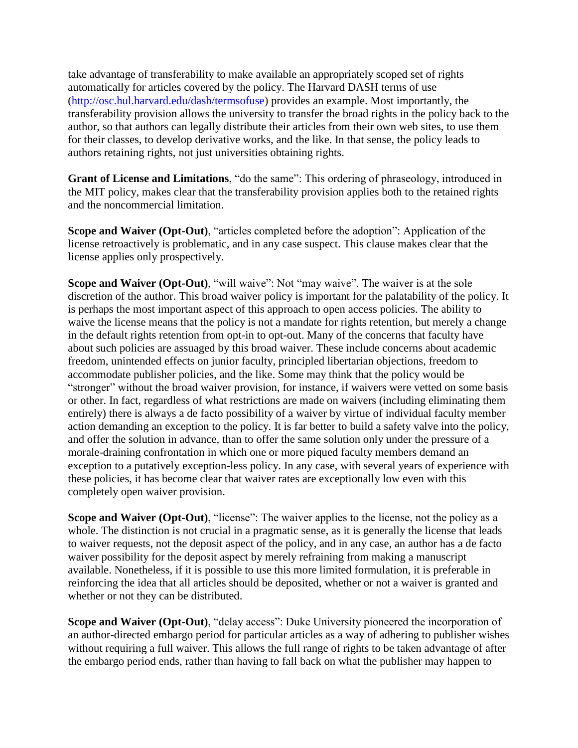take advantage of transferability to make available an appropriately scoped set of rights automatically for articles covered by the policy. The Harvard DASH terms of use (http://osc.hul.harvard.edu/dash/termsofuse) provides an example. Most importantly, the transferability provision allows the university to transfer the broad rights in the policy back to the author, so that authors can legally distribute their articles from their own web sites, to use them for their classes, to develop derivative works, and the like. In that sense, the policy leads to authors retaining rights, not just universities obtaining rights.

**Grant of License and Limitations**, "do the same": This ordering of phraseology, introduced in the MIT policy, makes clear that the transferability provision applies both to the retained rights and the noncommercial limitation.

**Scope and Waiver (Opt-Out)**, "articles completed before the adoption": Application of the license retroactively is problematic, and in any case suspect. This clause makes clear that the license applies only prospectively.

**Scope and Waiver (Opt-Out)**, "will waive": Not "may waive". The waiver is at the sole discretion of the author. This broad waiver policy is important for the palatability of the policy. It is perhaps the most important aspect of this approach to open access policies. The ability to waive the license means that the policy is not a mandate for rights retention, but merely a change in the default rights retention from opt-in to opt-out. Many of the concerns that faculty have about such policies are assuaged by this broad waiver. These include concerns about academic freedom, unintended effects on junior faculty, principled libertarian objections, freedom to accommodate publisher policies, and the like. Some may think that the policy would be "stronger" without the broad waiver provision, for instance, if waivers were vetted on some basis or other. In fact, regardless of what restrictions are made on waivers (including eliminating them entirely) there is always a de facto possibility of a waiver by virtue of individual faculty member action demanding an exception to the policy. It is far better to build a safety valve into the policy, and offer the solution in advance, than to offer the same solution only under the pressure of a morale-draining confrontation in which one or more piqued faculty members demand an exception to a putatively exception-less policy. In any case, with several years of experience with these policies, it has become clear that waiver rates are exceptionally low even with this completely open waiver provision.

**Scope and Waiver (Opt-Out)**, "license": The waiver applies to the license, not the policy as a whole. The distinction is not crucial in a pragmatic sense, as it is generally the license that leads to waiver requests, not the deposit aspect of the policy, and in any case, an author has a de facto waiver possibility for the deposit aspect by merely refraining from making a manuscript available. Nonetheless, if it is possible to use this more limited formulation, it is preferable in reinforcing the idea that all articles should be deposited, whether or not a waiver is granted and whether or not they can be distributed.

**Scope and Waiver (Opt-Out)**, "delay access": Duke University pioneered the incorporation of an author-directed embargo period for particular articles as a way of adhering to publisher wishes without requiring a full waiver. This allows the full range of rights to be taken advantage of after the embargo period ends, rather than having to fall back on what the publisher may happen to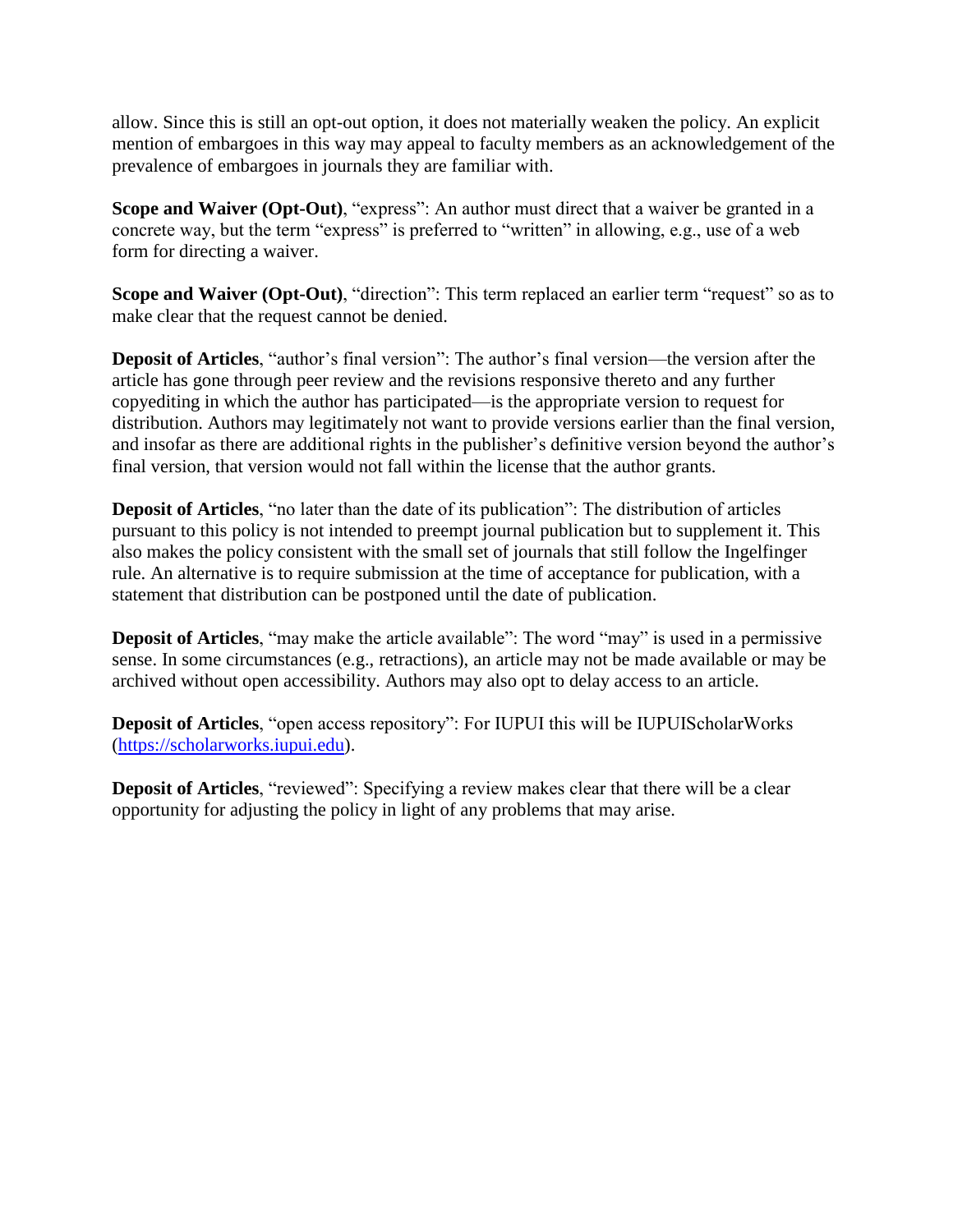allow. Since this is still an opt-out option, it does not materially weaken the policy. An explicit mention of embargoes in this way may appeal to faculty members as an acknowledgement of the prevalence of embargoes in journals they are familiar with.

**Scope and Waiver (Opt-Out)**, “express”: An author must direct that a waiver be granted in a concrete way, but the term “express” is preferred to “written” in allowing, e.g., use of a web form for directing a waiver.

**Scope and Waiver (Opt-Out)**, “direction”: This term replaced an earlier term “request” so as to make clear that the request cannot be denied.

**Deposit of Articles**, “author’s final version”: The author’s final version—the version after the article has gone through peer review and the revisions responsive thereto and any further copyediting in which the author has participated—is the appropriate version to request for distribution. Authors may legitimately not want to provide versions earlier than the final version, and insofar as there are additional rights in the publisher’s definitive version beyond the author’s final version, that version would not fall within the license that the author grants.

**Deposit of Articles**, “no later than the date of its publication”: The distribution of articles pursuant to this policy is not intended to preempt journal publication but to supplement it. This also makes the policy consistent with the small set of journals that still follow the Ingelfinger rule. An alternative is to require submission at the time of acceptance for publication, with a statement that distribution can be postponed until the date of publication.

**Deposit of Articles**, “may make the article available”: The word “may” is used in a permissive sense. In some circumstances (e.g., retractions), an article may not be made available or may be archived without open accessibility. Authors may also opt to delay access to an article.

**Deposit of Articles**, “open access repository”: For IUPUI this will be IUPUIScholarWorks (https://scholarworks.iupui.edu).

**Deposit of Articles**, “reviewed”: Specifying a review makes clear that there will be a clear opportunity for adjusting the policy in light of any problems that may arise.